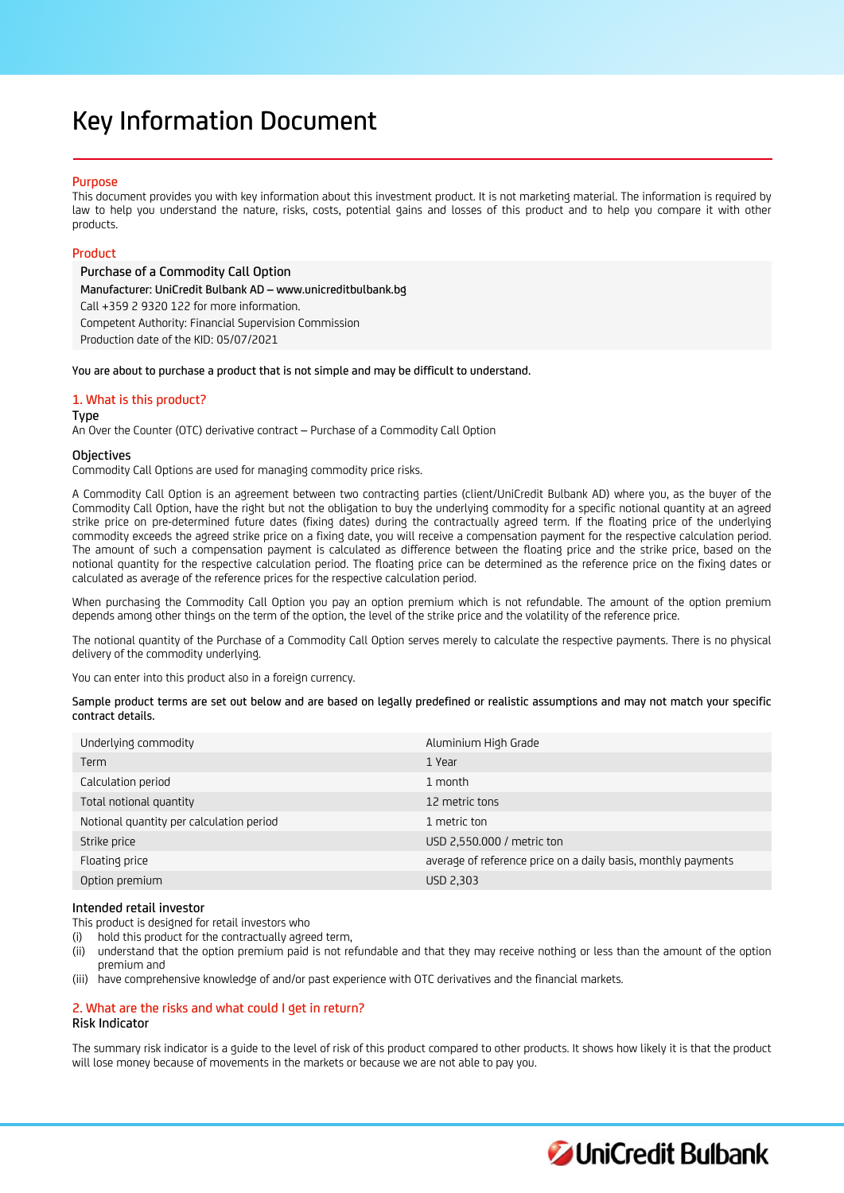# Key Information Document

## Purpose

This document provides you with key information about this investment product. It is not marketing material. The information is required by law to help you understand the nature, risks, costs, potential gains and losses of this product and to help you compare it with other products.

## Product

**Purchase of a Commodity Call Option**

Manufacturer: UniCredit Bulbank AD – www.unicreditbulbank.bg

Call +359 2 9320 122 for more information.

Competent Authority: Financial Supervision Commission

Production date of the KID: 05/07/2021

**You are about to purchase a product that is not simple and may be difficult to understand.**

## 1. What is this product?

### Type

An Over the Counter (OTC) derivative contract – Purchase of a Commodity Call Option

### Objectives

Commodity Call Options are used for managing commodity price risks.

A Commodity Call Option is an agreement between two contracting parties (client/UniCredit Bulbank AD) where you, as the buyer of the Commodity Call Option, have the right but not the obligation to buy the underlying commodity for a specific notional quantity at an agreed strike price on pre-determined future dates (fixing dates) during the contractually agreed term. If the floating price of the underlying commodity exceeds the agreed strike price on a fixing date, you will receive a compensation payment for the respective calculation period. The amount of such a compensation payment is calculated as difference between the floating price and the strike price, based on the notional quantity for the respective calculation period. The floating price can be determined as the reference price on the fixing dates or calculated as average of the reference prices for the respective calculation period.

When purchasing the Commodity Call Option you pay an option premium which is not refundable. The amount of the option premium depends among other things on the term of the option, the level of the strike price and the volatility of the reference price.

The notional quantity of the Purchase of a Commodity Call Option serves merely to calculate the respective payments. There is no physical delivery of the commodity underlying.

You can enter into this product also in a foreign currency.

**Sample product terms are set out below and are based on legally predefined or realistic assumptions and may not match your specific contract details.**

| | |
|---|---|
| Underlying commodity | Aluminium High Grade |
| Term | 1 Year |
| Calculation period | 1 month |
| Total notional quantity | 12 metric tons |
| Notional quantity per calculation period | 1 metric ton |
| Strike price | USD 2,550.000 / metric ton |
| Floating price | average of reference price on a daily basis, monthly payments |
| Option premium | USD 2,303 |

### Intended retail investor

This product is designed for retail investors who

(i) hold this product for the contractually agreed term,

(ii) understand that the option premium paid is not refundable and that they may receive nothing or less than the amount of the option premium and

(iii) have comprehensive knowledge of and/or past experience with OTC derivatives and the financial markets.

## 2. What are the risks and what could I get in return?

### Risk Indicator

The summary risk indicator is a guide to the level of risk of this product compared to other products. It shows how likely it is that the product will lose money because of movements in the markets or because we are not able to pay you.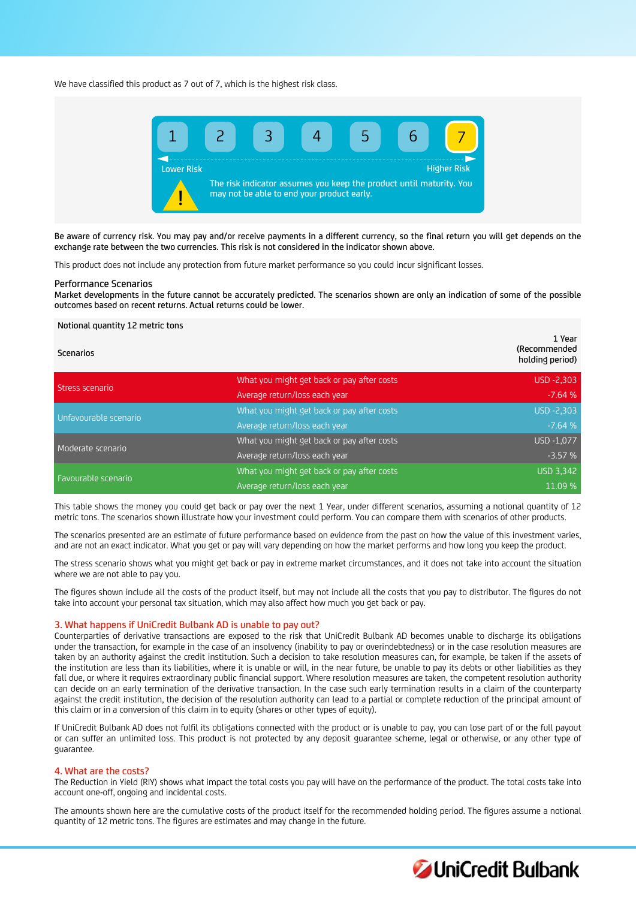We have classified this product as 7 out of 7, which is the highest risk class.

| 1 | 2 | 3 | 4 | 5 | 6 | **7** |
|---|---|---|---|---|---|---|

Lower Risk — Higher Risk

The risk indicator assumes you keep the product until maturity. You may not be able to end your product early.

Be aware of currency risk. You may pay and/or receive payments in a different currency, so the final return you will get depends on the exchange rate between the two currencies. This risk is not considered in the indicator shown above.

This product does not include any protection from future market performance so you could incur significant losses.

**Performance Scenarios**

Market developments in the future cannot be accurately predicted. The scenarios shown are only an indication of some of the possible outcomes based on recent returns. Actual returns could be lower.

| Notional quantity 12 metric tons | | |
|---|---|---|
| Scenarios | | 1 Year (Recommended holding period) |
| Stress scenario | What you might get back or pay after costs | USD -2,303 |
| | Average return/loss each year | -7.64 % |
| Unfavourable scenario | What you might get back or pay after costs | USD -2,303 |
| | Average return/loss each year | -7.64 % |
| Moderate scenario | What you might get back or pay after costs | USD -1,077 |
| | Average return/loss each year | -3.57 % |
| Favourable scenario | What you might get back or pay after costs | USD 3,342 |
| | Average return/loss each year | 11.09 % |

This table shows the money you could get back or pay over the next 1 Year, under different scenarios, assuming a notional quantity of 12 metric tons. The scenarios shown illustrate how your investment could perform. You can compare them with scenarios of other products.

The scenarios presented are an estimate of future performance based on evidence from the past on how the value of this investment varies, and are not an exact indicator. What you get or pay will vary depending on how the market performs and how long you keep the product.

The stress scenario shows what you might get back or pay in extreme market circumstances, and it does not take into account the situation where we are not able to pay you.

The figures shown include all the costs of the product itself, but may not include all the costs that you pay to distributor. The figures do not take into account your personal tax situation, which may also affect how much you get back or pay.

## 3. What happens if UniCredit Bulbank AD is unable to pay out?

Counterparties of derivative transactions are exposed to the risk that UniCredit Bulbank AD becomes unable to discharge its obligations under the transaction, for example in the case of an insolvency (inability to pay or overindebtedness) or in the case resolution measures are taken by an authority against the credit institution. Such a decision to take resolution measures can, for example, be taken if the assets of the institution are less than its liabilities, where it is unable or will, in the near future, be unable to pay its debts or other liabilities as they fall due, or where it requires extraordinary public financial support. Where resolution measures are taken, the competent resolution authority can decide on an early termination of the derivative transaction. In the case such early termination results in a claim of the counterparty against the credit institution, the decision of the resolution authority can lead to a partial or complete reduction of the principal amount of this claim or in a conversion of this claim in to equity (shares or other types of equity).

If UniCredit Bulbank AD does not fulfil its obligations connected with the product or is unable to pay, you can lose part of or the full payout or can suffer an unlimited loss. This product is not protected by any deposit guarantee scheme, legal or otherwise, or any other type of guarantee.

## 4. What are the costs?

The Reduction in Yield (RIY) shows what impact the total costs you pay will have on the performance of the product. The total costs take into account one-off, ongoing and incidental costs.

The amounts shown here are the cumulative costs of the product itself for the recommended holding period. The figures assume a notional quantity of 12 metric tons. The figures are estimates and may change in the future.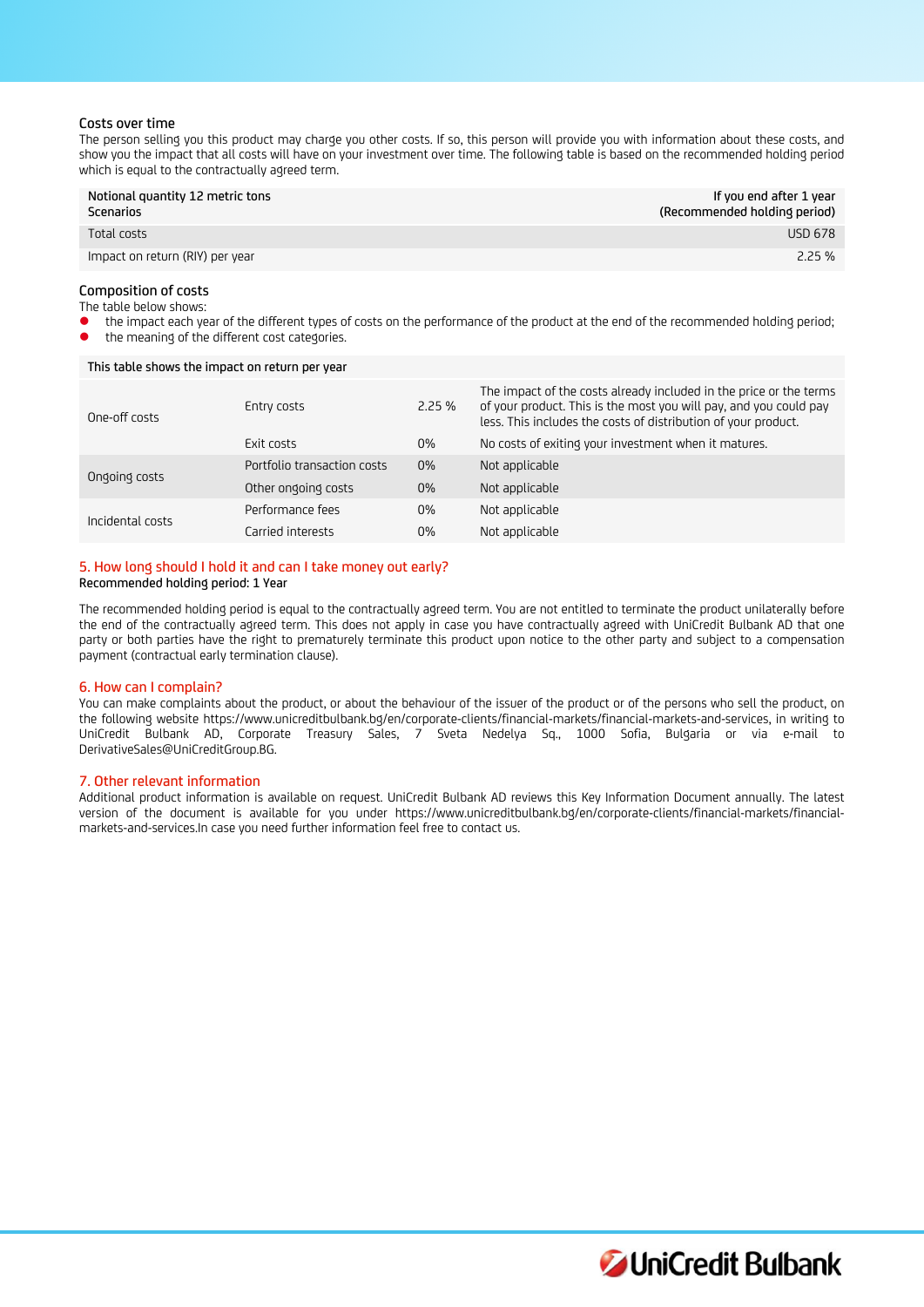### Costs over time

The person selling you this product may charge you other costs. If so, this person will provide you with information about these costs, and show you the impact that all costs will have on your investment over time. The following table is based on the recommended holding period which is equal to the contractually agreed term.

| Notional quantity 12 metric tons<br>Scenarios | If you end after 1 year<br>(Recommended holding period) |
|---|---|
| Total costs | USD 678 |
| Impact on return (RIY) per year | 2.25 % |

### Composition of costs

The table below shows:

- the impact each year of the different types of costs on the performance of the product at the end of the recommended holding period;
- the meaning of the different cost categories.

| This table shows the impact on return per year | | | |
|---|---|---|---|
| One-off costs | Entry costs | 2.25 % | The impact of the costs already included in the price or the terms of your product. This is the most you will pay, and you could pay less. This includes the costs of distribution of your product. |
| | Exit costs | 0% | No costs of exiting your investment when it matures. |
| Ongoing costs | Portfolio transaction costs | 0% | Not applicable |
| | Other ongoing costs | 0% | Not applicable |
| Incidental costs | Performance fees | 0% | Not applicable |
| | Carried interests | 0% | Not applicable |

## 5. How long should I hold it and can I take money out early?

Recommended holding period: 1 Year

The recommended holding period is equal to the contractually agreed term. You are not entitled to terminate the product unilaterally before the end of the contractually agreed term. This does not apply in case you have contractually agreed with UniCredit Bulbank AD that one party or both parties have the right to prematurely terminate this product upon notice to the other party and subject to a compensation payment (contractual early termination clause).

## 6. How can I complain?

You can make complaints about the product, or about the behaviour of the issuer of the product or of the persons who sell the product, on the following website https://www.unicreditbulbank.bg/en/corporate-clients/financial-markets/financial-markets-and-services, in writing to UniCredit Bulbank AD, Corporate Treasury Sales, 7 Sveta Nedelya Sq., 1000 Sofia, Bulgaria or via e-mail to DerivativeSales@UniCreditGroup.BG.

## 7. Other relevant information

Additional product information is available on request. UniCredit Bulbank AD reviews this Key Information Document annually. The latest version of the document is available for you under https://www.unicreditbulbank.bg/en/corporate-clients/financial-markets/financial-markets-and-services.In case you need further information feel free to contact us.